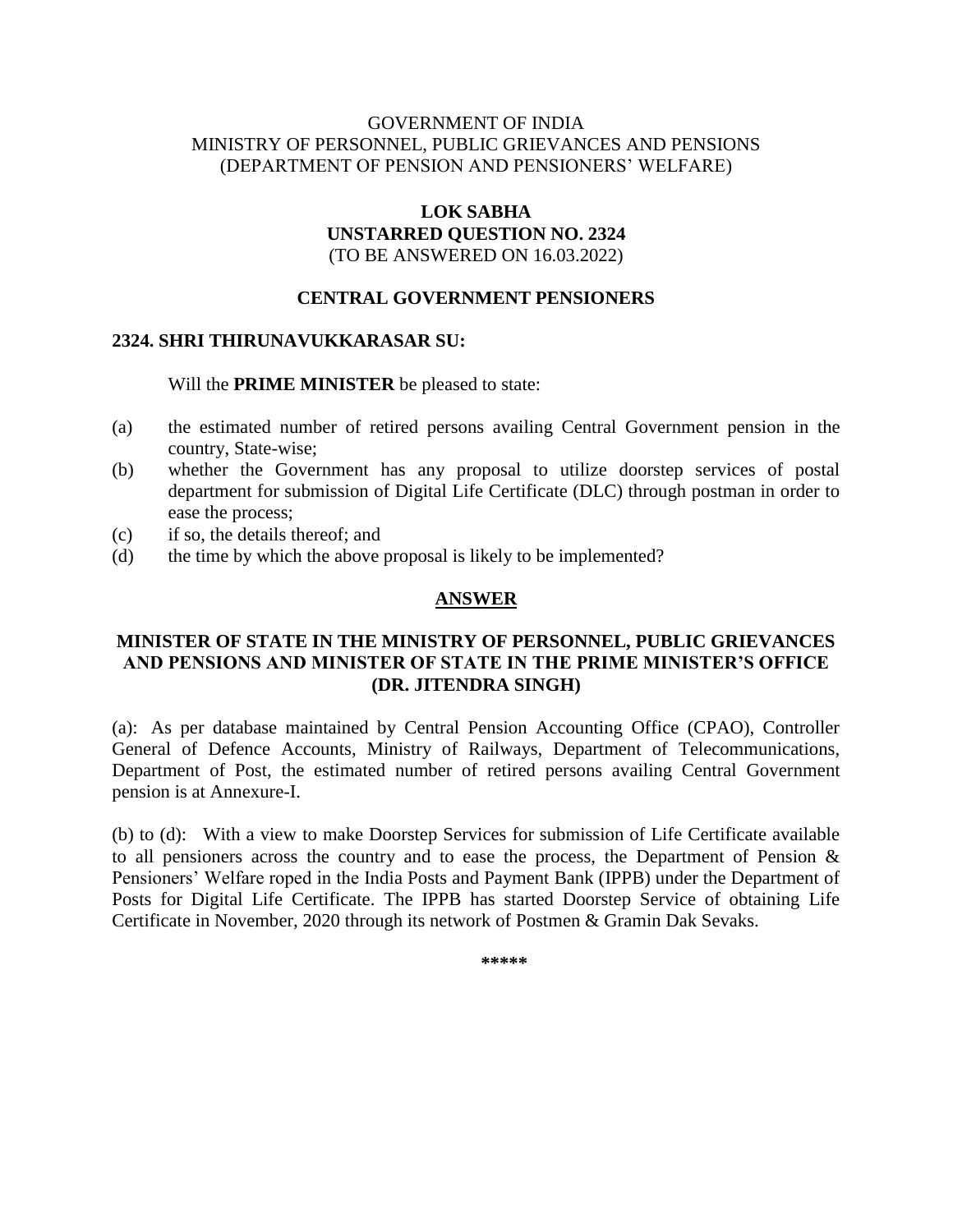GOVERNMENT OF INDIA
MINISTRY OF PERSONNEL, PUBLIC GRIEVANCES AND PENSIONS
(DEPARTMENT OF PENSION AND PENSIONERS' WELFARE)

**LOK SABHA**
**UNSTARRED QUESTION NO. 2324**
(TO BE ANSWERED ON 16.03.2022)

**CENTRAL GOVERNMENT PENSIONERS**

**2324. SHRI THIRUNAVUKKARASAR SU:**

Will the **PRIME MINISTER** be pleased to state:

(a) the estimated number of retired persons availing Central Government pension in the country, State-wise;

(b) whether the Government has any proposal to utilize doorstep services of postal department for submission of Digital Life Certificate (DLC) through postman in order to ease the process;

(c) if so, the details thereof; and

(d) the time by which the above proposal is likely to be implemented?

**ANSWER**

**MINISTER OF STATE IN THE MINISTRY OF PERSONNEL, PUBLIC GRIEVANCES AND PENSIONS AND MINISTER OF STATE IN THE PRIME MINISTER'S OFFICE (DR. JITENDRA SINGH)**

(a): As per database maintained by Central Pension Accounting Office (CPAO), Controller General of Defence Accounts, Ministry of Railways, Department of Telecommunications, Department of Post, the estimated number of retired persons availing Central Government pension is at Annexure-I.

(b) to (d): With a view to make Doorstep Services for submission of Life Certificate available to all pensioners across the country and to ease the process, the Department of Pension & Pensioners' Welfare roped in the India Posts and Payment Bank (IPPB) under the Department of Posts for Digital Life Certificate. The IPPB has started Doorstep Service of obtaining Life Certificate in November, 2020 through its network of Postmen & Gramin Dak Sevaks.

*****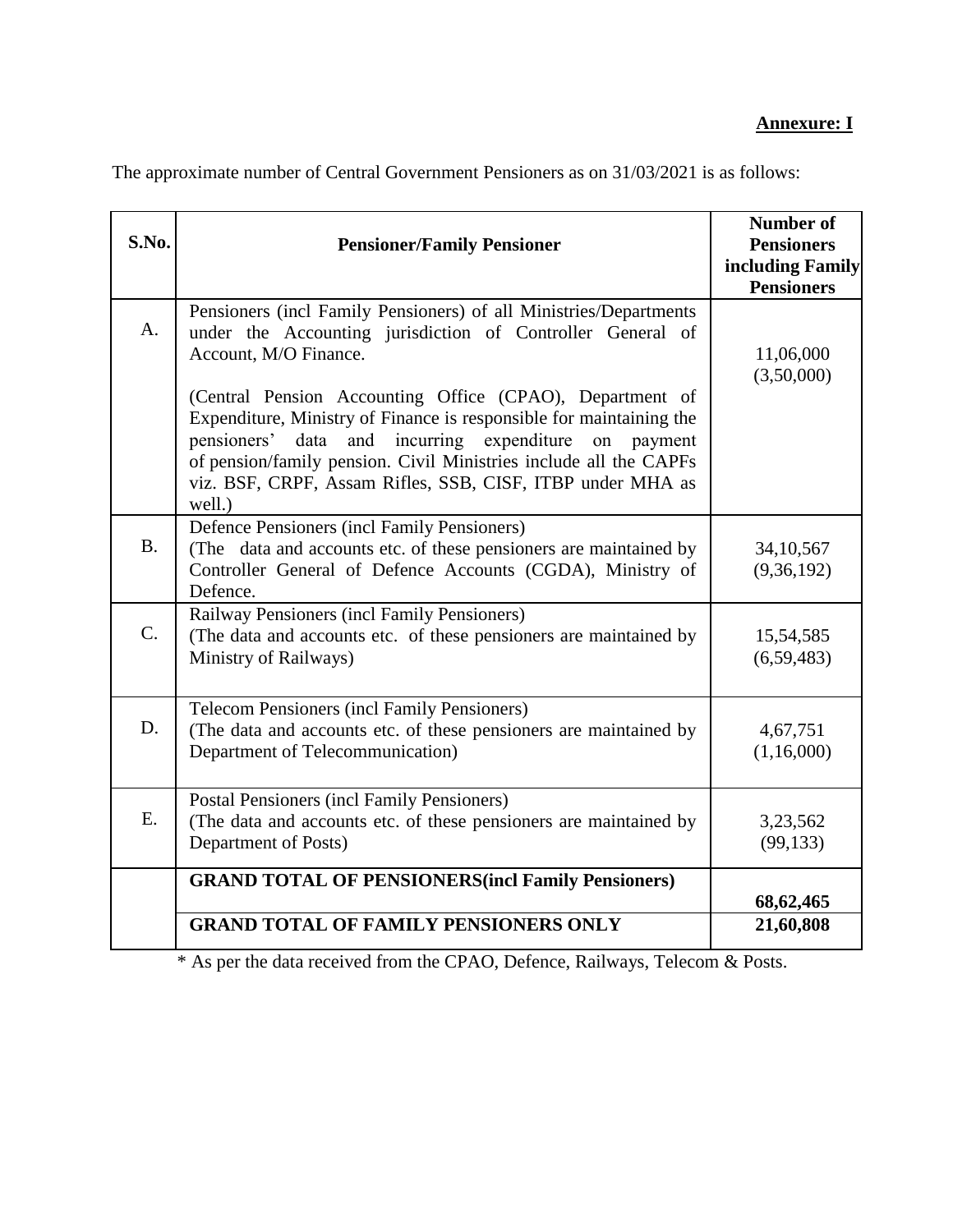**Annexure: I**

The approximate number of Central Government Pensioners as on 31/03/2021 is as follows:

| S.No. | Pensioner/Family Pensioner | Number of Pensioners including Family Pensioners |
|---|---|---|
| A. | Pensioners (incl Family Pensioners) of all Ministries/Departments under the Accounting jurisdiction of Controller General of Account, M/O Finance.<br><br>(Central Pension Accounting Office (CPAO), Department of Expenditure, Ministry of Finance is responsible for maintaining the pensioners' data and incurring expenditure on payment of pension/family pension. Civil Ministries include all the CAPFs viz. BSF, CRPF, Assam Rifles, SSB, CISF, ITBP under MHA as well.) | 11,06,000<br>(3,50,000) |
| B. | Defence Pensioners (incl Family Pensioners)<br>(The data and accounts etc. of these pensioners are maintained by Controller General of Defence Accounts (CGDA), Ministry of Defence. | 34,10,567<br>(9,36,192) |
| C. | Railway Pensioners (incl Family Pensioners)<br>(The data and accounts etc. of these pensioners are maintained by Ministry of Railways) | 15,54,585<br>(6,59,483) |
| D. | Telecom Pensioners (incl Family Pensioners)<br>(The data and accounts etc. of these pensioners are maintained by Department of Telecommunication) | 4,67,751<br>(1,16,000) |
| E. | Postal Pensioners (incl Family Pensioners)<br>(The data and accounts etc. of these pensioners are maintained by Department of Posts) | 3,23,562<br>(99,133) |
| | **GRAND TOTAL OF PENSIONERS(incl Family Pensioners)** | **68,62,465** |
| | **GRAND TOTAL OF FAMILY PENSIONERS ONLY** | **21,60,808** |

\* As per the data received from the CPAO, Defence, Railways, Telecom & Posts.